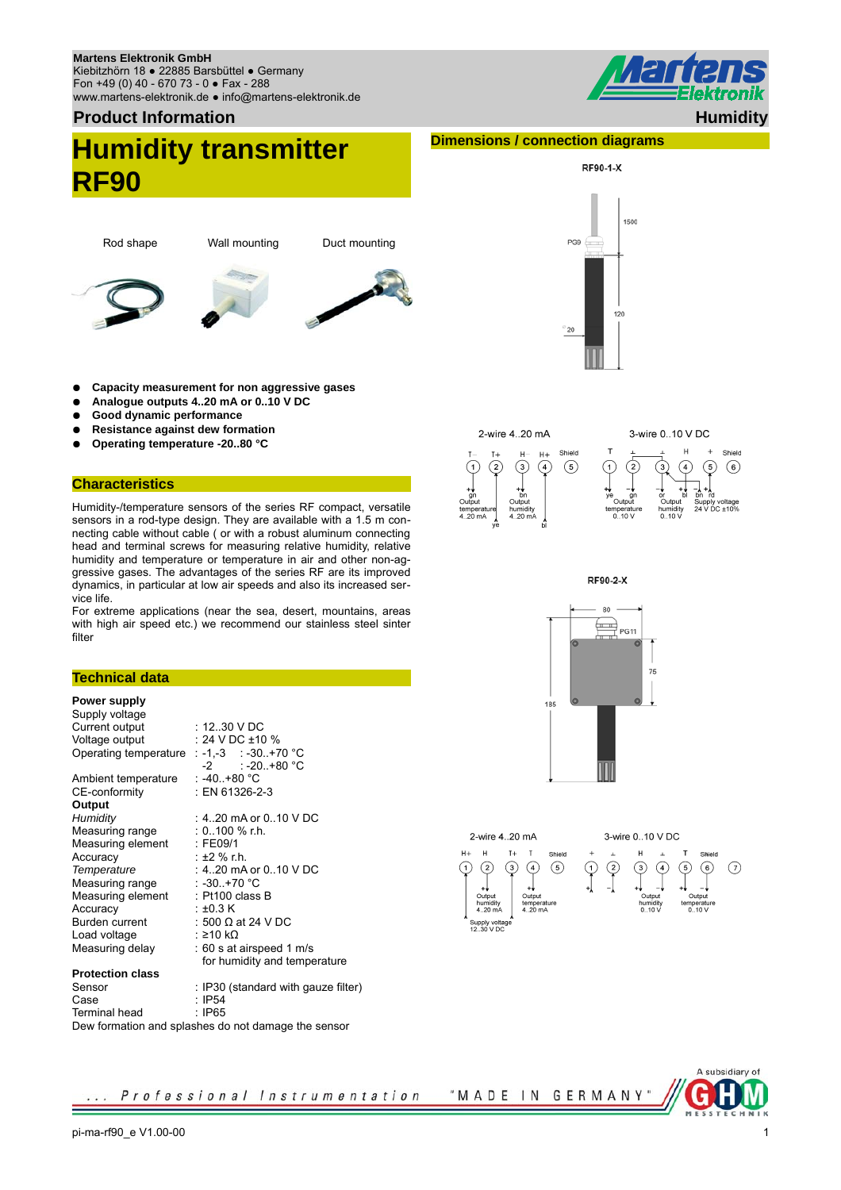**Martens Elektronik GmbH**
Kiebitzhörn 18 ● 22885 Barsbüttel ● Germany
Fon +49 (0) 40 - 670 73 - 0 ● Fax - 288
www.martens-elektronik.de ● info@martens-elektronik.de

**Product Information** — **Humidity**

# Humidity transmitter RF90

Rod shape    Wall mounting    Duct mounting

- **Capacity measurement for non aggressive gases**
- **Analogue outputs 4..20 mA or 0..10 V DC**
- **Good dynamic performance**
- **Resistance against dew formation**
- **Operating temperature -20..80 °C**

## Characteristics

Humidity-/temperature sensors of the series RF compact, versatile sensors in a rod-type design. They are available with a 1.5 m connecting cable without cable ( or with a robust aluminum connecting head and terminal screws for measuring relative humidity, relative humidity and temperature or temperature in air and other non-aggressive gases. The advantages of the series RF are its improved dynamics, in particular at low air speeds and also its increased service life.
For extreme applications (near the sea, desert, mountains, areas with high air speed etc.) we recommend our stainless steel sinter filter

## Technical data

**Power supply**

| | |
|---|---|
| Supply voltage | |
| Current output | : 12..30 V DC |
| Voltage output | : 24 V DC ±10 % |
| Operating temperature | : -1,-3 : -30..+70 °C |
| | -2 : -20..+80 °C |
| Ambient temperature | : -40..+80 °C |
| CE-conformity | : EN 61326-2-3 |

**Output**

| | |
|---|---|
| *Humidity* | : 4..20 mA or 0..10 V DC |
| Measuring range | : 0..100 % r.h. |
| Measuring element | : FE09/1 |
| Accuracy | : ±2 % r.h. |
| *Temperature* | : 4..20 mA or 0..10 V DC |
| Measuring range | : -30..+70 °C |
| Measuring element | : Pt100 class B |
| Accuracy | : ±0.3 K |
| Burden current | : 500 Ω at 24 V DC |
| Load voltage | : ≥10 kΩ |
| Measuring delay | : 60 s at airspeed 1 m/s for humidity and temperature |

**Protection class**

| | |
|---|---|
| Sensor | : IP30 (standard with gauze filter) |
| Case | : IP54 |
| Terminal head | : IP65 |

Dew formation and splashes do not damage the sensor

## Dimensions / connection diagrams

**RF90-1-X**

1500
PG9
120
Ø 20

2-wire 4..20 mA

T− T+ H− H+ Shield
1 2 3 4 5
gn Output temperature 4..20 mA ye
bn Output humidity 4..20 mA bl

3-wire 0..10 V DC

T ⊥ ⊥ H + Shield
1 2 3 4 5 6
ye gn Output temperature 0..10 V
or bl Output humidity 0..10 V
bn rd Supply voltage 24 V DC ±10%

**RF90-2-X**

80
PG11
75
185

2-wire 4..20 mA

H+ H T+ T Shield
1 2 3 4 5
Output humidity 4..20 mA
Output temperature 4..20 mA
Supply voltage 12..30 V DC

3-wire 0..10 V DC

+ ⊥ H ⊥ T Shield
1 2 3 4 5 6 7
Output humidity 0..10 V
Output temperature 0..10 V

... Professional Instrumentation "MADE IN GERMANY" A subsidiary of GHM MESSTECHNIK

pi-ma-rf90_e V1.00-00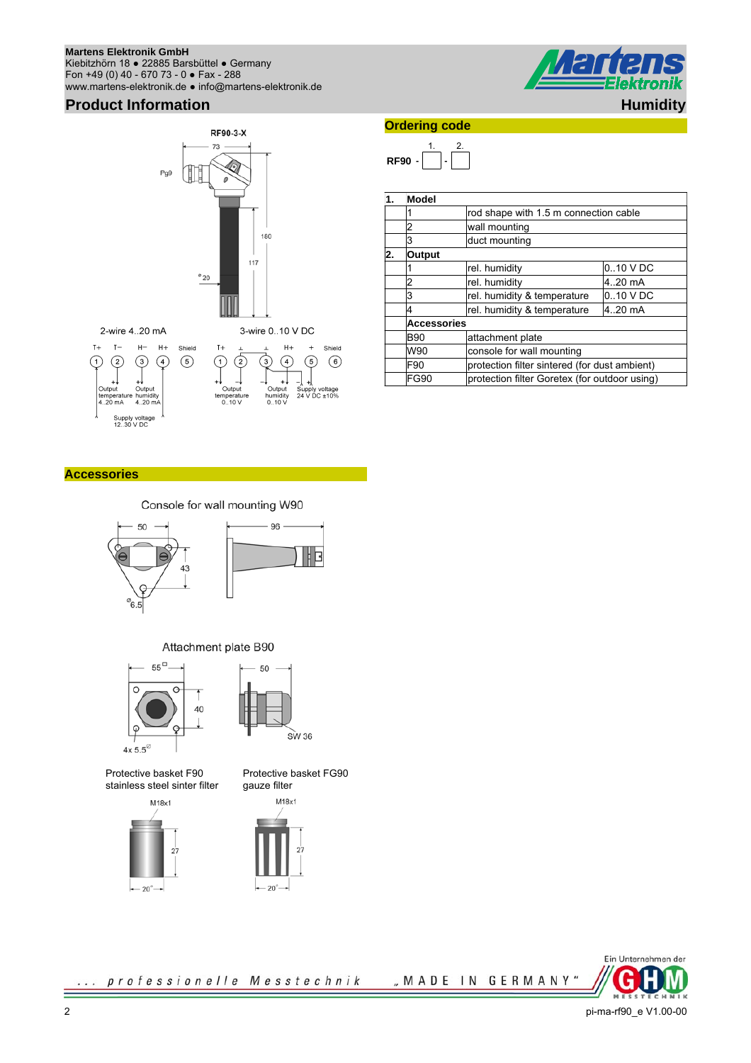## Product Information

**Humidity**

RF90-3-X

2-wire 4..20 mA

3-wire 0..10 V DC

## Ordering code

RF90 - 1. - 2.

| | | | |
|---|---|---|---|
| **1.** | **Model** | | |
| | 1 | rod shape with 1.5 m connection cable | |
| | 2 | wall mounting | |
| | 3 | duct mounting | |
| **2.** | **Output** | | |
| | 1 | rel. humidity | 0..10 V DC |
| | 2 | rel. humidity | 4..20 mA |
| | 3 | rel. humidity & temperature | 0..10 V DC |
| | 4 | rel. humidity & temperature | 4..20 mA |
| | **Accessories** | | |
| | B90 | attachment plate | |
| | W90 | console for wall mounting | |
| | F90 | protection filter sintered (for dust ambient) | |
| | FG90 | protection filter Goretex (for outdoor using) | |

## Accessories

Console for wall mounting W90

Attachment plate B90

Protective basket F90
stainless steel sinter filter

Protective basket FG90
gauze filter

... professionelle Messtechnik „MADE IN GERMANY"

Ein Unternehmen der GHM MESSTECHNIK

pi-ma-rf90_e V1.00-00